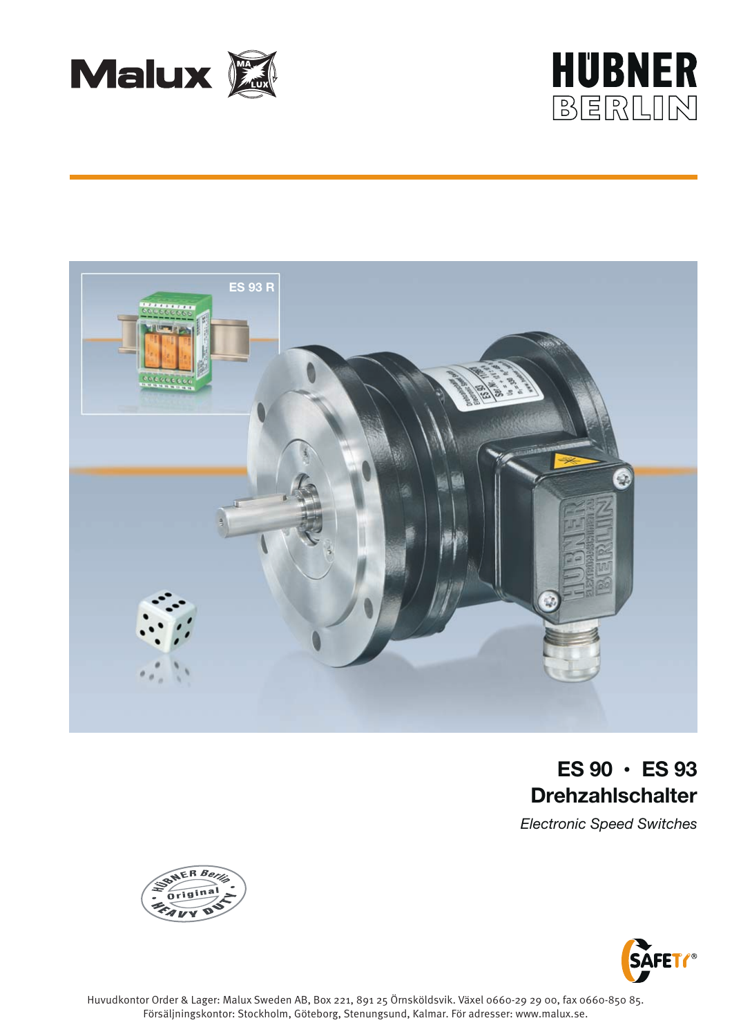Malux

HÜBNER BERLIN

ES 93 R

# ES 90 • ES 93
# Drehzahlschalter

*Electronic Speed Switches*

HÜBNER Berlin Original HEAVY DUTY

SAFETY®

Huvudkontor Order & Lager: Malux Sweden AB, Box 221, 891 25 Örnsköldsvik. Växel 0660-29 29 00, fax 0660-850 85.
Försäljningskontor: Stockholm, Göteborg, Stenungsund, Kalmar. För adresser: www.malux.se.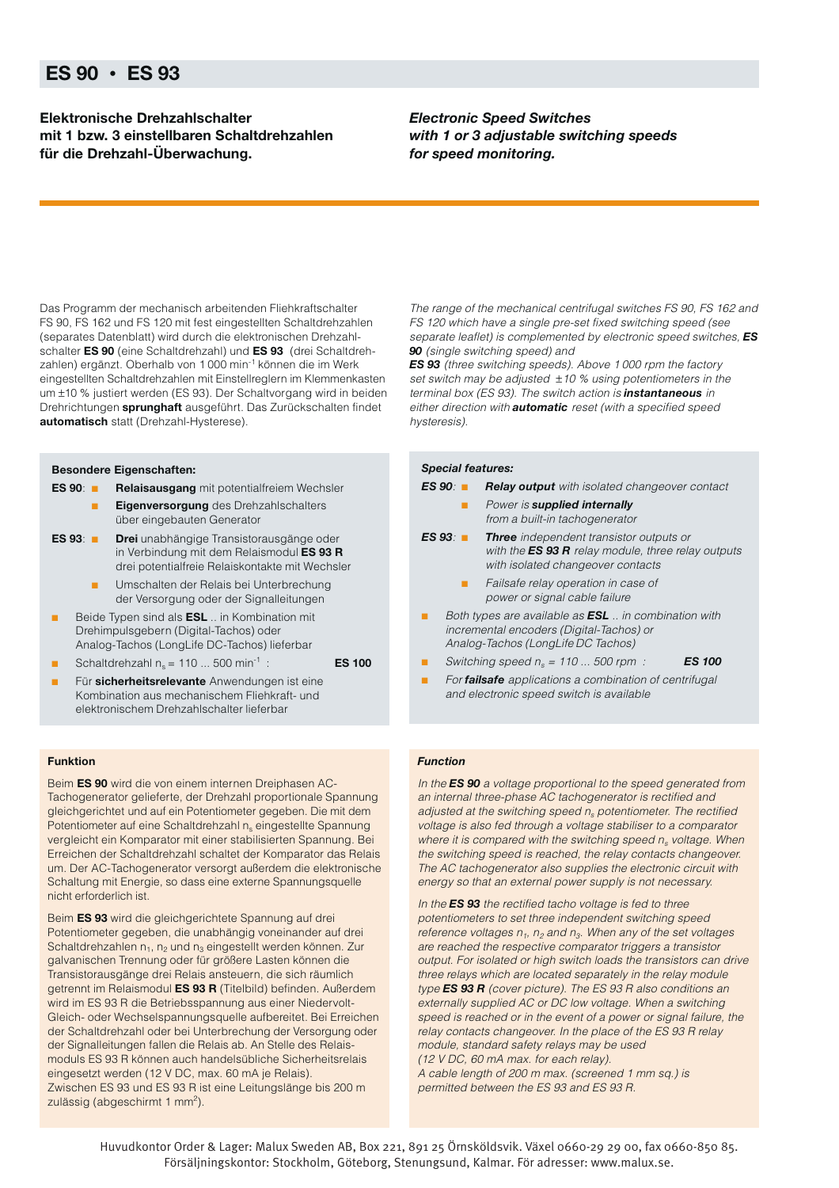# ES 90 • ES 93

**Elektronische Drehzahlschalter mit 1 bzw. 3 einstellbaren Schaltdrehzahlen für die Drehzahl-Überwachung.**

***Electronic Speed Switches with 1 or 3 adjustable switching speeds for speed monitoring.***

Das Programm der mechanisch arbeitenden Fliehkraftschalter FS 90, FS 162 und FS 120 mit fest eingestellten Schaltdrehzahlen (separates Datenblatt) wird durch die elektronischen Drehzahlschalter **ES 90** (eine Schaltdrehzahl) und **ES 93** (drei Schaltdrehzahlen) ergänzt. Oberhalb von 1 000 $min^{-1}$ können die im Werk eingestellten Schaltdrehzahlen mit Einstellreglern im Klemmenkasten um ±10 % justiert werden (ES 93). Der Schaltvorgang wird in beiden Drehrichtungen **sprunghaft** ausgeführt. Das Zurückschalten findet **automatisch** statt (Drehzahl-Hysterese).

*The range of the mechanical centrifugal switches FS 90, FS 162 and FS 120 which have a single pre-set fixed switching speed (see separate leaflet) is complemented by electronic speed switches, **ES 90** (single switching speed) and **ES 93** (three switching speeds). Above 1 000 rpm the factory set switch may be adjusted ±10 % using potentiometers in the terminal box (ES 93). The switch action is **instantaneous** in either direction with **automatic** reset (with a specified speed hysteresis).*

**Besondere Eigenschaften:**

**ES 90**:
- **Relaisausgang** mit potentialfreiem Wechsler
- **Eigenversorgung** des Drehzahlschalters über eingebauten Generator

**ES 93**:
- **Drei** unabhängige Transistorausgänge oder in Verbindung mit dem Relaismodul **ES 93 R** drei potentialfreie Relaiskontakte mit Wechsler
- Umschalten der Relais bei Unterbrechung der Versorgung oder der Signalleitungen

- Beide Typen sind als **ESL** .. in Kombination mit Drehimpulsgebern (Digital-Tachos) oder Analog-Tachos (LongLife DC-Tachos) lieferbar
- Schaltdrehzahl $n_s$ = 110 ... 500 $min^{-1}$ : **ES 100**
- Für **sicherheitsrelevante** Anwendungen ist eine Kombination aus mechanischem Fliehkraft- und elektronischem Drehzahlschalter lieferbar

***Special features:***

***ES 90***:
- ***Relay output*** *with isolated changeover contact*
- *Power is **supplied internally** from a built-in tachogenerator*

***ES 93***:
- ***Three*** *independent transistor outputs or with the **ES 93 R** relay module, three relay outputs with isolated changeover contacts*
- *Failsafe relay operation in case of power or signal cable failure*

- *Both types are available as **ESL** .. in combination with incremental encoders (Digital-Tachos) or Analog-Tachos (LongLife DC Tachos)*
- *Switching speed $n_s$ = 110 ... 500 rpm :* ***ES 100***
- *For **failsafe** applications a combination of centrifugal and electronic speed switch is available*

**Funktion**

Beim **ES 90** wird die von einem internen Dreiphasen AC-Tachogenerator gelieferte, der Drehzahl proportionale Spannung gleichgerichtet und auf ein Potentiometer gegeben. Die mit dem Potentiometer auf eine Schaltdrehzahl $n_s$ eingestellte Spannung vergleicht ein Komparator mit einer stabilisierten Spannung. Bei Erreichen der Schaltdrehzahl schaltet der Komparator das Relais um. Der AC-Tachogenerator versorgt außerdem die elektronische Schaltung mit Energie, so dass eine externe Spannungsquelle nicht erforderlich ist.

Beim **ES 93** wird die gleichgerichtete Spannung auf drei Potentiometer gegeben, die unabhängig voneinander auf drei Schaltdrehzahlen $n_1$, $n_2$ und $n_3$ eingestellt werden können. Zur galvanischen Trennung oder für größere Lasten können die Transistorausgänge drei Relais ansteuern, die sich räumlich getrennt im Relaismodul **ES 93 R** (Titelbild) befinden. Außerdem wird im ES 93 R die Betriebsspannung aus einer Niedervolt-Gleich- oder Wechselspannungsquelle aufbereitet. Bei Erreichen der Schaltdrehzahl oder bei Unterbrechung der Versorgung oder der Signalleitungen fallen die Relais ab. An Stelle des Relaismoduls ES 93 R können auch handelsübliche Sicherheitsrelais eingesetzt werden (12 V DC, max. 60 mA je Relais).
Zwischen ES 93 und ES 93 R ist eine Leitungslänge bis 200 m zulässig (abgeschirmt 1 $mm^2$).

***Function***

*In the **ES 90** a voltage proportional to the speed generated from an internal three-phase AC tachogenerator is rectified and adjusted at the switching speed $n_s$ potentiometer. The rectified voltage is also fed through a voltage stabiliser to a comparator where it is compared with the switching speed $n_s$ voltage. When the switching speed is reached, the relay contacts changeover. The AC tachogenerator also supplies the electronic circuit with energy so that an external power supply is not necessary.*

*In the **ES 93** the rectified tacho voltage is fed to three potentiometers to set three independent switching speed reference voltages $n_1$, $n_2$ and $n_3$. When any of the set voltages are reached the respective comparator triggers a transistor output. For isolated or high switch loads the transistors can drive three relays which are located separately in the relay module type **ES 93 R** (cover picture). The ES 93 R also conditions an externally supplied AC or DC low voltage. When a switching speed is reached or in the event of a power or signal failure, the relay contacts changeover. In the place of the ES 93 R relay module, standard safety relays may be used (12 V DC, 60 mA max. for each relay).*
*A cable length of 200 m max. (screened 1 mm sq.) is permitted between the ES 93 and ES 93 R.*

Huvudkontor Order & Lager: Malux Sweden AB, Box 221, 891 25 Örnsköldsvik. Växel 0660-29 29 00, fax 0660-850 85.
Försäljningskontor: Stockholm, Göteborg, Stenungsund, Kalmar. För adresser: www.malux.se.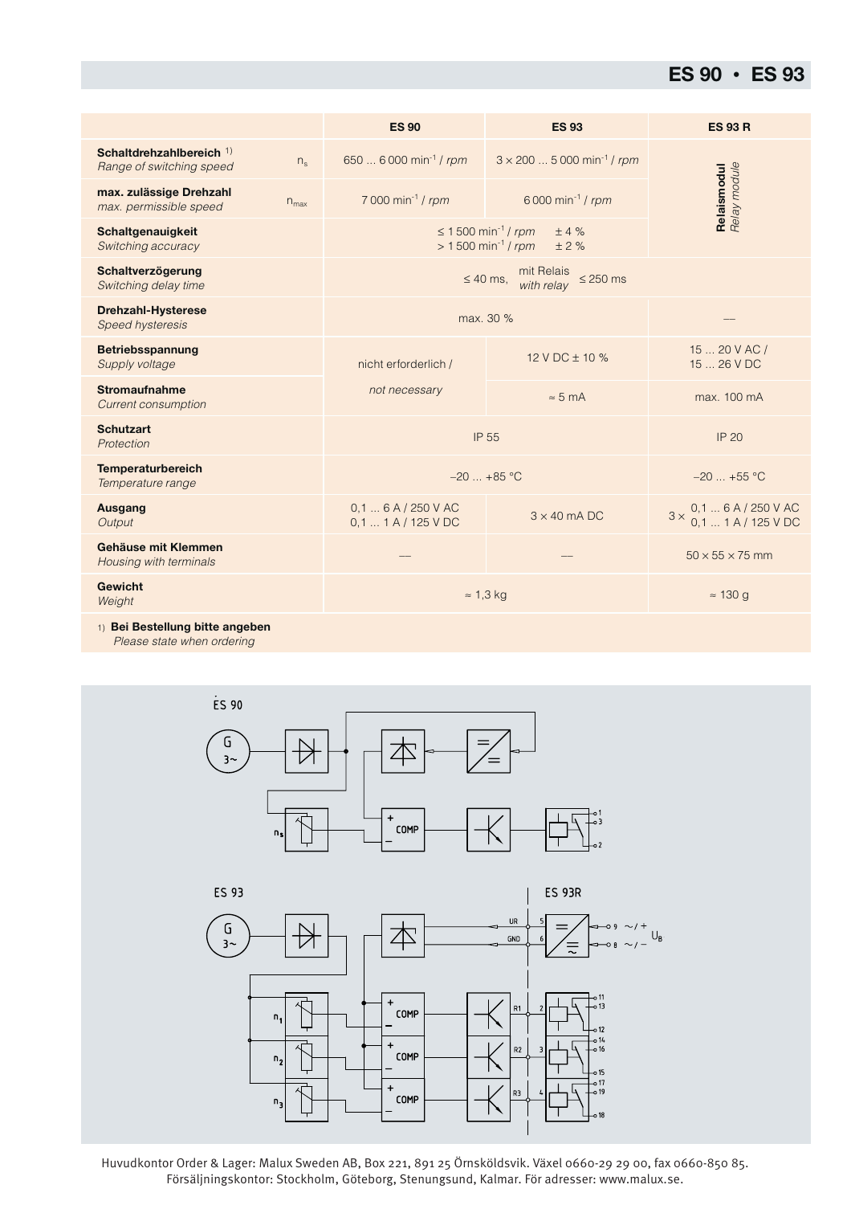# ES 90 • ES 93

| | | ES 90 | ES 93 | ES 93 R |
|---|---|---|---|---|
| **Schaltdrehzahlbereich** [1] *Range of switching speed* | $n_s$ | 650 ... 6 000 min$^{-1}$ / *rpm* | 3 × 200 ... 5 000 min$^{-1}$ / *rpm* | **Relaismodul** *Relay module* |
| **max. zulässige Drehzahl** *max. permissible speed* | $n_{max}$ | 7 000 min$^{-1}$ / *rpm* | 6 000 min$^{-1}$ / *rpm* | |
| **Schaltgenauigkeit** *Switching accuracy* | | ≤ 1 500 min$^{-1}$ / *rpm* ± 4 %<br>> 1 500 min$^{-1}$ / *rpm* ± 2 % | | |
| **Schaltverzögerung** *Switching delay time* | | ≤ 40 ms, mit Relais *with relay* ≤ 250 ms | | |
| **Drehzahl-Hysterese** *Speed hysteresis* | | max. 30 % | | — |
| **Betriebsspannung** *Supply voltage* | | nicht erforderlich / *not necessary* | 12 V DC ± 10 % | 15 ... 20 V AC /<br>15 ... 26 V DC |
| **Stromaufnahme** *Current consumption* | | | ≈ 5 mA | max. 100 mA |
| **Schutzart** *Protection* | | IP 55 | | IP 20 |
| **Temperaturbereich** *Temperature range* | | –20 ... +85 °C | | –20 ... +55 °C |
| **Ausgang** *Output* | | 0,1 ... 6 A / 250 V AC<br>0,1 ... 1 A / 125 V DC | 3 × 40 mA DC | 3 × 0,1 ... 6 A / 250 V AC<br>0,1 ... 1 A / 125 V DC |
| **Gehäuse mit Klemmen** *Housing with terminals* | | — | — | 50 × 55 × 75 mm |
| **Gewicht** *Weight* | | ≈ 1,3 kg | | ≈ 130 g |

[1] **Bei Bestellung bitte angeben**
*Please state when ordering*

ES 90

ES 93

ES 93R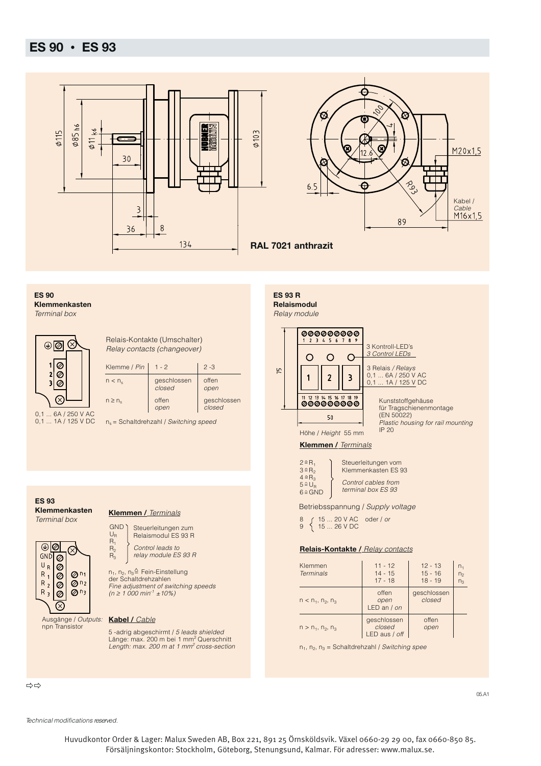# ES 90 • ES 93

Ø115

Ø85 h6

Ø11 k6

30

3

36

8

134

Ø103

100

4

12.6

6.5

R93

M20x1,5

Kabel / *Cable* M16x1,5

89

**RAL 7021 anthrazit**

**ES 90**
**Klemmenkasten**
*Terminal box*

0,1 ... 6A / 250 V AC
0,1 ... 1A / 125 V DC

Relais-Kontakte (Umschalter)
*Relay contacts (changeover)*

| Klemme / *Pin* | 1 - 2 | 2 -3 |
|---|---|---|
| $n < n_s$ | geschlossen *closed* | offen *open* |
| $n \geq n_s$ | offen *open* | geschlossen *closed* |

$n_s$ = Schaltdrehzahl / *Switching speed*

**ES 93**
**Klemmenkasten**
*Terminal box*

Ausgänge / *Outputs:* npn Transistor

**Klemmen /** *Terminals*

GND, $U_R$, $R_1$, $R_2$, $R_3$ — Steuerleitungen zum Relaismodul ES 93 R / *Control leads to relay module ES 93 R*

$n_1$, $n_2$, $n_3$ ≙ Fein-Einstellung der Schaltdrehzahlen
*Fine adjustment of switching speeds ($n \geq 1\,000$ min$^{-1}$ ±10%)*

**Kabel /** *Cable*

5 -adrig abgeschirmt / *5 leads shielded*
Länge: max. 200 m bei 1 mm² Querschnitt
*Length: max. 200 m at 1 mm² cross-section*

**ES 93 R**
**Relaismodul**
*Relay module*

3 Kontroll-LED's
*3 Control LEDs*

3 Relais / *Relays*
0,1 ... 6A / 250 V AC
0,1 ... 1A / 125 V DC

Kunststoffgehäuse für Tragschienenmontage (EN 50022)
*Plastic housing for rail mounting*
IP 20

75

50

Höhe / *Height* 55 mm

**Klemmen /** *Terminals*

2 ≙ $R_1$
3 ≙ $R_2$
4 ≙ $R_3$
5 ≙ $U_R$
6 ≙ GND

Steuerleitungen vom Klemmenkasten ES 93
*Control cables from terminal box ES 93*

Betriebsspannung / *Supply voltage*

8, 9: 15 ... 20 V AC oder / *or* 15 ... 26 V DC

**Relais-Kontakte /** *Relay contacts*

| Klemmen *Terminals* | 11 - 12 14 - 15 17 - 18 | 12 - 13 15 - 16 18 - 19 | $n_1$ $n_2$ $n_3$ |
|---|---|---|---|
| $n < n_1, n_2, n_3$ | offen *open* LED an / *on* | geschlossen *closed* | |
| $n > n_1, n_2, n_3$ | geschlossen *closed* LED aus / *off* | offen *open* | |

$n_1$, $n_2$, $n_3$ = Schaltdrehzahl / *Switching spee*

⇨⇨

05.A1

*Technical modifications reserved.*

Huvudkontor Order & Lager: Malux Sweden AB, Box 221, 891 25 Örnsköldsvik. Växel 0660-29 29 00, fax 0660-850 85.
Försäljningskontor: Stockholm, Göteborg, Stenungsund, Kalmar. För adresser: www.malux.se.